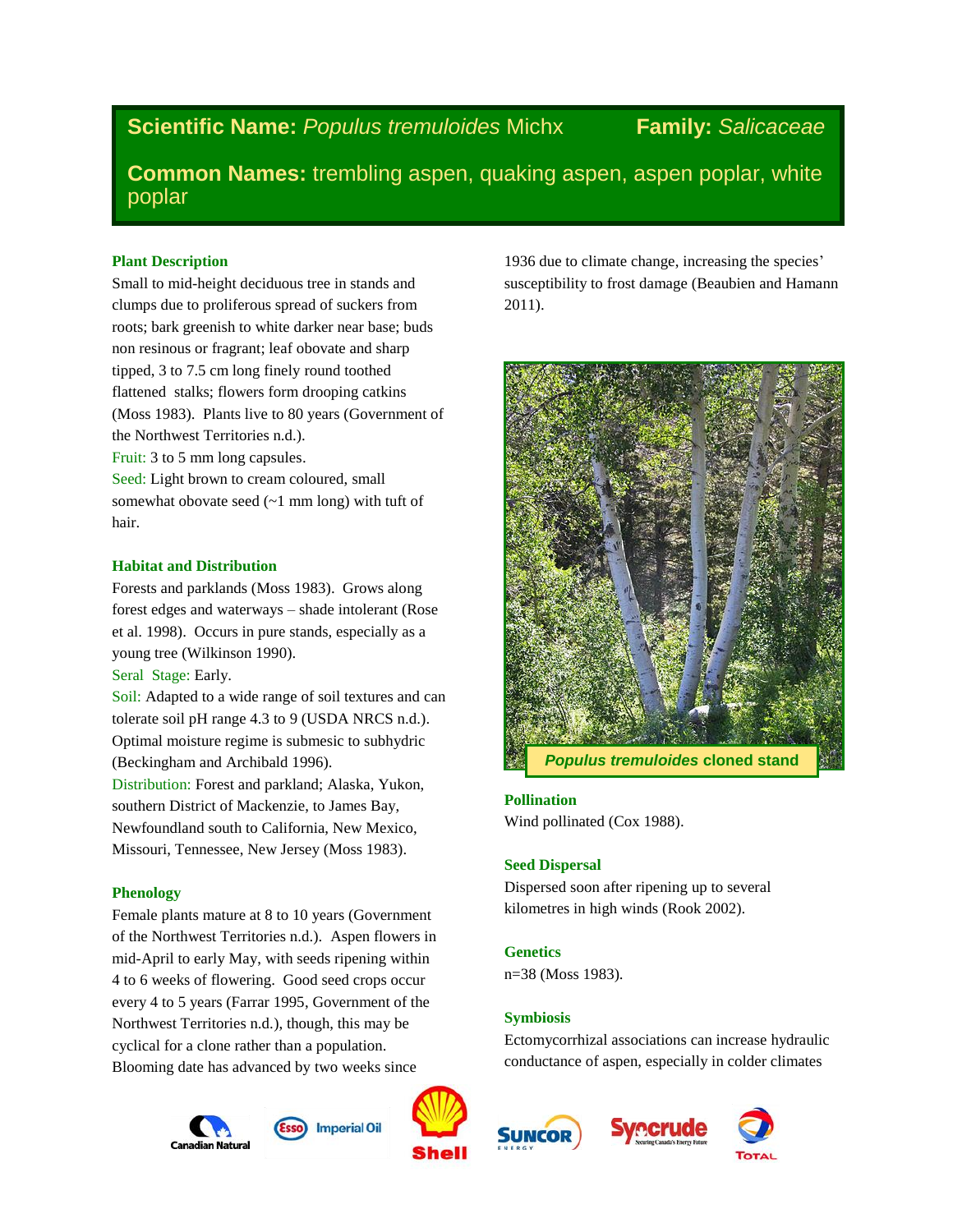# Scientific Name: *Populus tremuloides* Michx  Family: *Salicaceae*

**Common Names:** trembling aspen, quaking aspen, aspen poplar, white poplar

## Plant Description

Small to mid-height deciduous tree in stands and clumps due to proliferous spread of suckers from roots; bark greenish to white darker near base; buds non resinous or fragrant; leaf obovate and sharp tipped, 3 to 7.5 cm long finely round toothed flattened stalks; flowers form drooping catkins (Moss 1983). Plants live to 80 years (Government of the Northwest Territories n.d.).

Fruit: 3 to 5 mm long capsules.

Seed: Light brown to cream coloured, small somewhat obovate seed (~1 mm long) with tuft of hair.

## Habitat and Distribution

Forests and parklands (Moss 1983). Grows along forest edges and waterways – shade intolerant (Rose et al. 1998). Occurs in pure stands, especially as a young tree (Wilkinson 1990).

Seral Stage: Early.

Soil: Adapted to a wide range of soil textures and can tolerate soil pH range 4.3 to 9 (USDA NRCS n.d.). Optimal moisture regime is submesic to subhydric (Beckingham and Archibald 1996).

Distribution: Forest and parkland; Alaska, Yukon, southern District of Mackenzie, to James Bay, Newfoundland south to California, New Mexico, Missouri, Tennessee, New Jersey (Moss 1983).

## Phenology

Female plants mature at 8 to 10 years (Government of the Northwest Territories n.d.). Aspen flowers in mid-April to early May, with seeds ripening within 4 to 6 weeks of flowering. Good seed crops occur every 4 to 5 years (Farrar 1995, Government of the Northwest Territories n.d.), though, this may be cyclical for a clone rather than a population. Blooming date has advanced by two weeks since 1936 due to climate change, increasing the species' susceptibility to frost damage (Beaubien and Hamann 2011).

*Populus tremuloides* cloned stand

## Pollination

Wind pollinated (Cox 1988).

## Seed Dispersal

Dispersed soon after ripening up to several kilometres in high winds (Rook 2002).

## Genetics

n=38 (Moss 1983).

## Symbiosis

Ectomycorrhizal associations can increase hydraulic conductance of aspen, especially in colder climates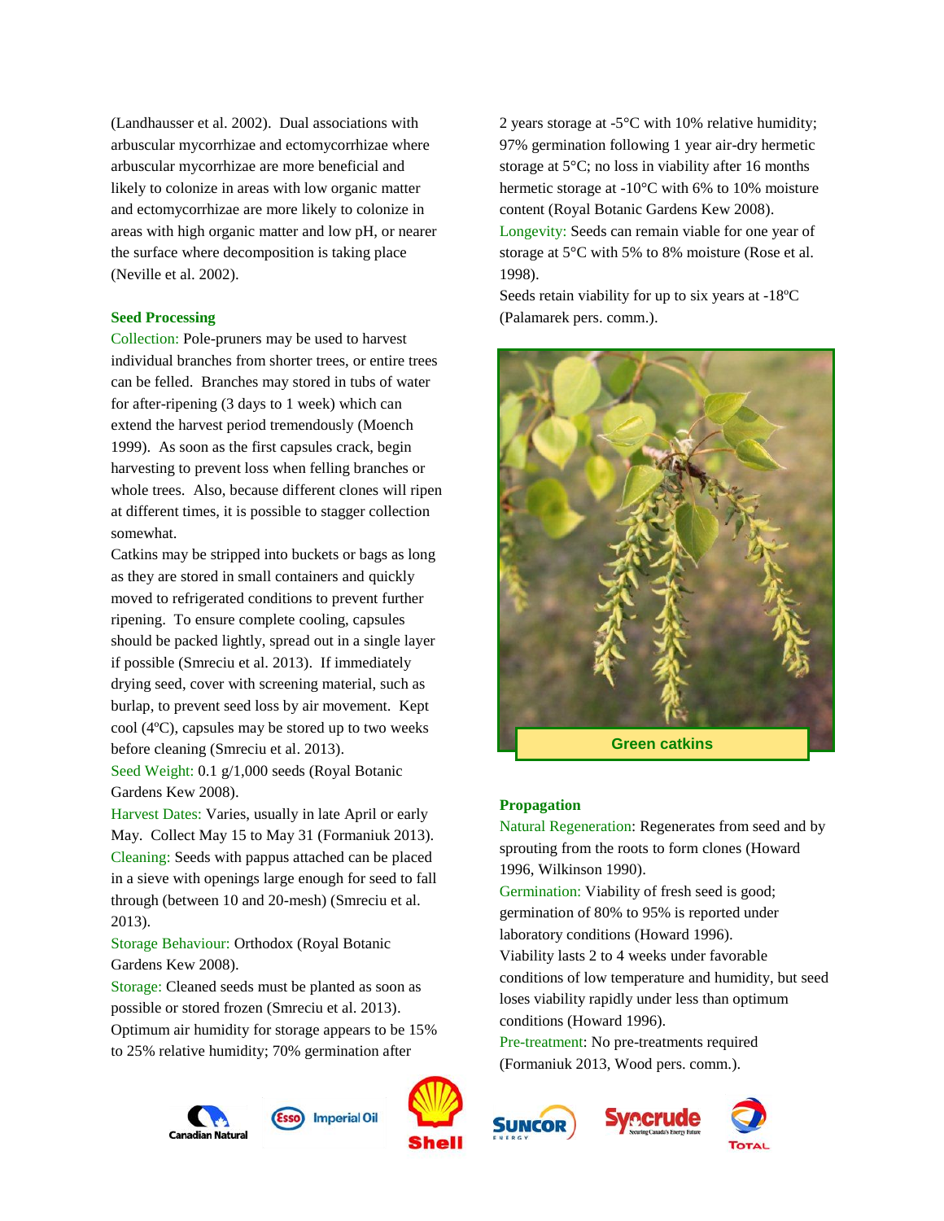(Landhausser et al. 2002). Dual associations with arbuscular mycorrhizae and ectomycorrhizae where arbuscular mycorrhizae are more beneficial and likely to colonize in areas with low organic matter and ectomycorrhizae are more likely to colonize in areas with high organic matter and low pH, or nearer the surface where decomposition is taking place (Neville et al. 2002).

## Seed Processing

Collection: Pole-pruners may be used to harvest individual branches from shorter trees, or entire trees can be felled. Branches may stored in tubs of water for after-ripening (3 days to 1 week) which can extend the harvest period tremendously (Moench 1999). As soon as the first capsules crack, begin harvesting to prevent loss when felling branches or whole trees. Also, because different clones will ripen at different times, it is possible to stagger collection somewhat.

Catkins may be stripped into buckets or bags as long as they are stored in small containers and quickly moved to refrigerated conditions to prevent further ripening. To ensure complete cooling, capsules should be packed lightly, spread out in a single layer if possible (Smreciu et al. 2013). If immediately drying seed, cover with screening material, such as burlap, to prevent seed loss by air movement. Kept cool (4ºC), capsules may be stored up to two weeks before cleaning (Smreciu et al. 2013).

Seed Weight: 0.1 g/1,000 seeds (Royal Botanic Gardens Kew 2008).

Harvest Dates: Varies, usually in late April or early May. Collect May 15 to May 31 (Formaniuk 2013).

Cleaning: Seeds with pappus attached can be placed in a sieve with openings large enough for seed to fall through (between 10 and 20-mesh) (Smreciu et al. 2013).

Storage Behaviour: Orthodox (Royal Botanic Gardens Kew 2008).

Storage: Cleaned seeds must be planted as soon as possible or stored frozen (Smreciu et al. 2013). Optimum air humidity for storage appears to be 15% to 25% relative humidity; 70% germination after 2 years storage at -5°C with 10% relative humidity; 97% germination following 1 year air-dry hermetic storage at 5°C; no loss in viability after 16 months hermetic storage at -10°C with 6% to 10% moisture content (Royal Botanic Gardens Kew 2008).

Longevity: Seeds can remain viable for one year of storage at 5°C with 5% to 8% moisture (Rose et al. 1998).

Seeds retain viability for up to six years at -18ºC (Palamarek pers. comm.).

Green catkins

## Propagation

Natural Regeneration: Regenerates from seed and by sprouting from the roots to form clones (Howard 1996, Wilkinson 1990).

Germination: Viability of fresh seed is good; germination of 80% to 95% is reported under laboratory conditions (Howard 1996).

Viability lasts 2 to 4 weeks under favorable conditions of low temperature and humidity, but seed loses viability rapidly under less than optimum conditions (Howard 1996).

Pre-treatment: No pre-treatments required (Formaniuk 2013, Wood pers. comm.).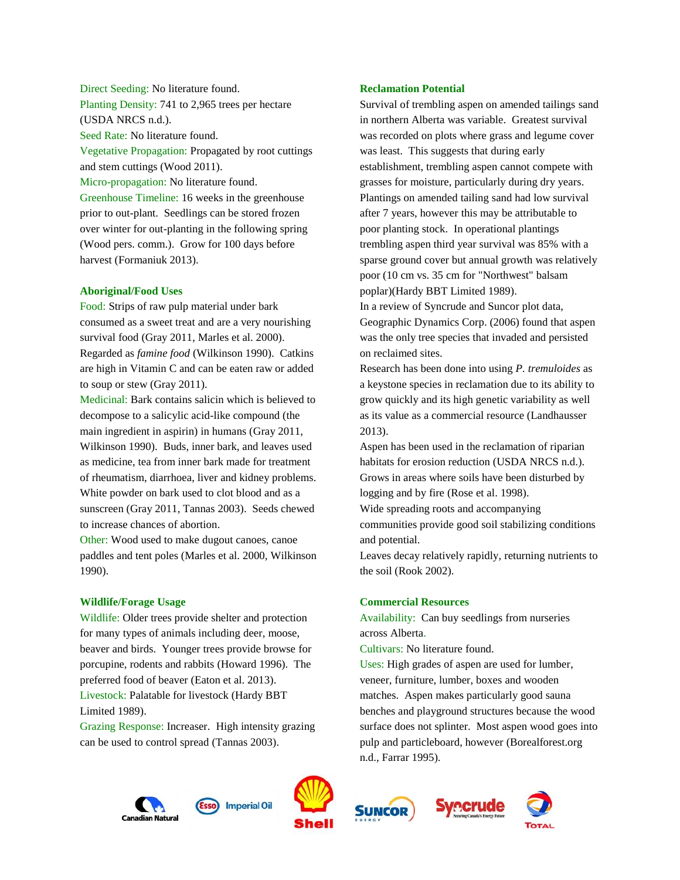Direct Seeding: No literature found.
Planting Density: 741 to 2,965 trees per hectare (USDA NRCS n.d.).
Seed Rate: No literature found.
Vegetative Propagation: Propagated by root cuttings and stem cuttings (Wood 2011).
Micro-propagation: No literature found.
Greenhouse Timeline: 16 weeks in the greenhouse prior to out-plant. Seedlings can be stored frozen over winter for out-planting in the following spring (Wood pers. comm.). Grow for 100 days before harvest (Formaniuk 2013).

### Aboriginal/Food Uses

Food: Strips of raw pulp material under bark consumed as a sweet treat and are a very nourishing survival food (Gray 2011, Marles et al. 2000). Regarded as *famine food* (Wilkinson 1990). Catkins are high in Vitamin C and can be eaten raw or added to soup or stew (Gray 2011).
Medicinal: Bark contains salicin which is believed to decompose to a salicylic acid-like compound (the main ingredient in aspirin) in humans (Gray 2011, Wilkinson 1990). Buds, inner bark, and leaves used as medicine, tea from inner bark made for treatment of rheumatism, diarrhoea, liver and kidney problems. White powder on bark used to clot blood and as a sunscreen (Gray 2011, Tannas 2003). Seeds chewed to increase chances of abortion.
Other: Wood used to make dugout canoes, canoe paddles and tent poles (Marles et al. 2000, Wilkinson 1990).

### Wildlife/Forage Usage

Wildlife: Older trees provide shelter and protection for many types of animals including deer, moose, beaver and birds. Younger trees provide browse for porcupine, rodents and rabbits (Howard 1996). The preferred food of beaver (Eaton et al. 2013).
Livestock: Palatable for livestock (Hardy BBT Limited 1989).
Grazing Response: Increaser. High intensity grazing can be used to control spread (Tannas 2003).

### Reclamation Potential

Survival of trembling aspen on amended tailings sand in northern Alberta was variable. Greatest survival was recorded on plots where grass and legume cover was least. This suggests that during early establishment, trembling aspen cannot compete with grasses for moisture, particularly during dry years. Plantings on amended tailing sand had low survival after 7 years, however this may be attributable to poor planting stock. In operational plantings trembling aspen third year survival was 85% with a sparse ground cover but annual growth was relatively poor (10 cm vs. 35 cm for "Northwest" balsam poplar)(Hardy BBT Limited 1989).
In a review of Syncrude and Suncor plot data, Geographic Dynamics Corp. (2006) found that aspen was the only tree species that invaded and persisted on reclaimed sites.
Research has been done into using *P. tremuloides* as a keystone species in reclamation due to its ability to grow quickly and its high genetic variability as well as its value as a commercial resource (Landhausser 2013).
Aspen has been used in the reclamation of riparian habitats for erosion reduction (USDA NRCS n.d.).
Grows in areas where soils have been disturbed by logging and by fire (Rose et al. 1998).
Wide spreading roots and accompanying communities provide good soil stabilizing conditions and potential.
Leaves decay relatively rapidly, returning nutrients to the soil (Rook 2002).

### Commercial Resources

Availability: Can buy seedlings from nurseries across Alberta.
Cultivars: No literature found.
Uses: High grades of aspen are used for lumber, veneer, furniture, lumber, boxes and wooden matches. Aspen makes particularly good sauna benches and playground structures because the wood surface does not splinter. Most aspen wood goes into pulp and particleboard, however (Borealforest.org n.d., Farrar 1995).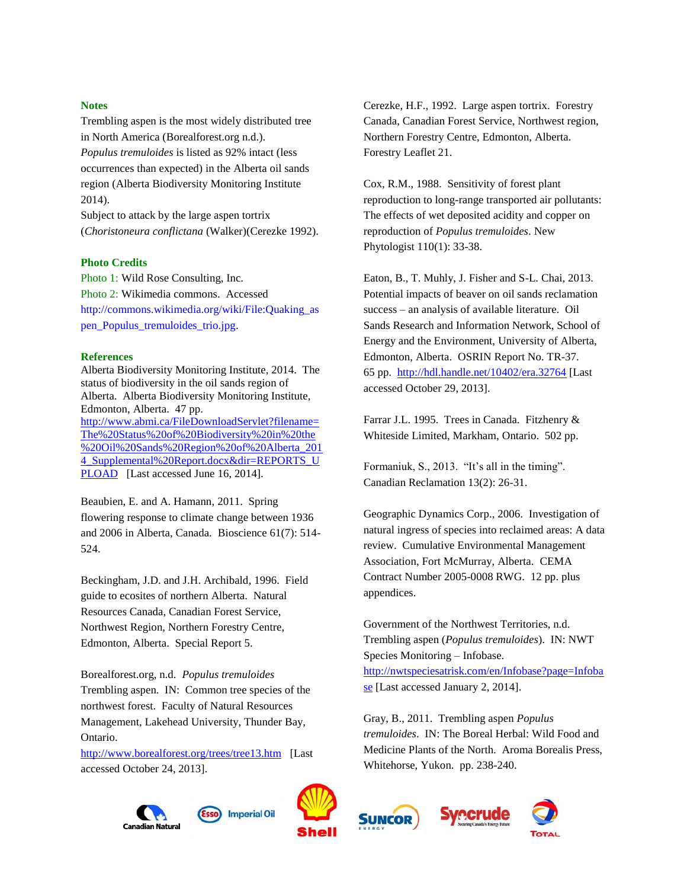## Notes

Trembling aspen is the most widely distributed tree in North America (Borealforest.org n.d.).

*Populus tremuloides* is listed as 92% intact (less occurrences than expected) in the Alberta oil sands region (Alberta Biodiversity Monitoring Institute 2014).

Subject to attack by the large aspen tortrix (*Choristoneura conflictana* (Walker)(Cerezke 1992).

## Photo Credits

Photo 1: Wild Rose Consulting, Inc.

Photo 2: Wikimedia commons. Accessed http://commons.wikimedia.org/wiki/File:Quaking_aspen_Populus_tremuloides_trio.jpg.

## References

Alberta Biodiversity Monitoring Institute, 2014. The status of biodiversity in the oil sands region of Alberta. Alberta Biodiversity Monitoring Institute, Edmonton, Alberta. 47 pp. http://www.abmi.ca/FileDownloadServlet?filename=The%20Status%20of%20Biodiversity%20in%20the%20Oil%20Sands%20Region%20of%20Alberta_2014_Supplemental%20Report.docx&dir=REPORTS_UPLOAD [Last accessed June 16, 2014].

Beaubien, E. and A. Hamann, 2011. Spring flowering response to climate change between 1936 and 2006 in Alberta, Canada. Bioscience 61(7): 514-524.

Beckingham, J.D. and J.H. Archibald, 1996. Field guide to ecosites of northern Alberta. Natural Resources Canada, Canadian Forest Service, Northwest Region, Northern Forestry Centre, Edmonton, Alberta. Special Report 5.

Borealforest.org, n.d. *Populus tremuloides* Trembling aspen. IN: Common tree species of the northwest forest. Faculty of Natural Resources Management, Lakehead University, Thunder Bay, Ontario. http://www.borealforest.org/trees/tree13.htm [Last accessed October 24, 2013].

Cerezke, H.F., 1992. Large aspen tortrix. Forestry Canada, Canadian Forest Service, Northwest region, Northern Forestry Centre, Edmonton, Alberta. Forestry Leaflet 21.

Cox, R.M., 1988. Sensitivity of forest plant reproduction to long-range transported air pollutants: The effects of wet deposited acidity and copper on reproduction of *Populus tremuloides*. New Phytologist 110(1): 33-38.

Eaton, B., T. Muhly, J. Fisher and S-L. Chai, 2013. Potential impacts of beaver on oil sands reclamation success – an analysis of available literature. Oil Sands Research and Information Network, School of Energy and the Environment, University of Alberta, Edmonton, Alberta. OSRIN Report No. TR-37. 65 pp. http://hdl.handle.net/10402/era.32764 [Last accessed October 29, 2013].

Farrar J.L. 1995. Trees in Canada. Fitzhenry & Whiteside Limited, Markham, Ontario. 502 pp.

Formaniuk, S., 2013. "It's all in the timing". Canadian Reclamation 13(2): 26-31.

Geographic Dynamics Corp., 2006. Investigation of natural ingress of species into reclaimed areas: A data review. Cumulative Environmental Management Association, Fort McMurray, Alberta. CEMA Contract Number 2005-0008 RWG. 12 pp. plus appendices.

Government of the Northwest Territories, n.d. Trembling aspen (*Populus tremuloides*). IN: NWT Species Monitoring – Infobase. http://nwtspeciesatrisk.com/en/Infobase?page=Infobase [Last accessed January 2, 2014].

Gray, B., 2011. Trembling aspen *Populus tremuloides*. IN: The Boreal Herbal: Wild Food and Medicine Plants of the North. Aroma Borealis Press, Whitehorse, Yukon. pp. 238-240.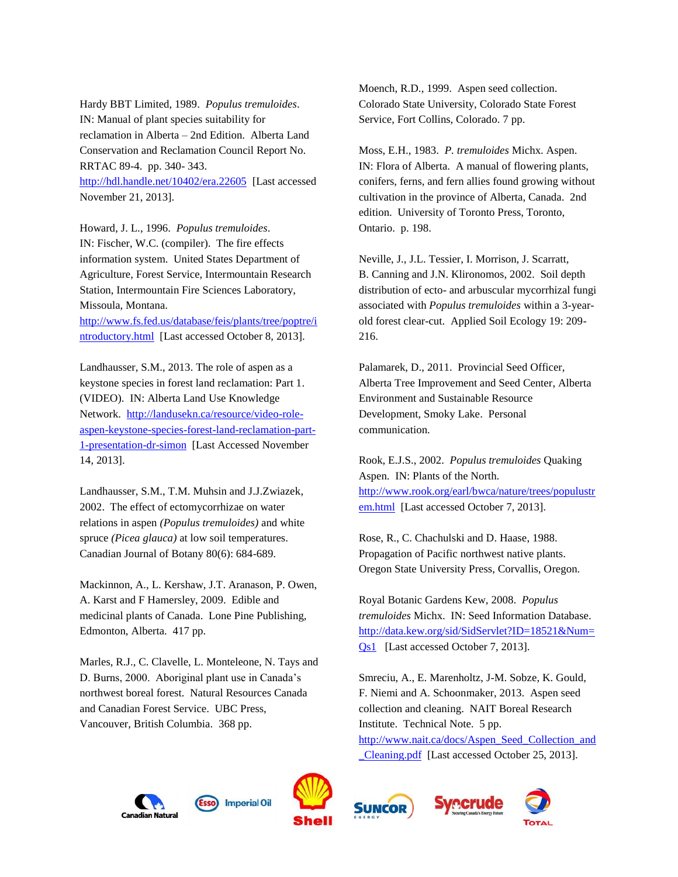Hardy BBT Limited, 1989. *Populus tremuloides*. IN: Manual of plant species suitability for reclamation in Alberta – 2nd Edition. Alberta Land Conservation and Reclamation Council Report No. RRTAC 89-4. pp. 340- 343. http://hdl.handle.net/10402/era.22605 [Last accessed November 21, 2013].

Howard, J. L., 1996. *Populus tremuloides*. IN: Fischer, W.C. (compiler). The fire effects information system. United States Department of Agriculture, Forest Service, Intermountain Research Station, Intermountain Fire Sciences Laboratory, Missoula, Montana. http://www.fs.fed.us/database/feis/plants/tree/poptre/introductory.html [Last accessed October 8, 2013].

Landhausser, S.M., 2013. The role of aspen as a keystone species in forest land reclamation: Part 1. (VIDEO). IN: Alberta Land Use Knowledge Network. http://landusekn.ca/resource/video-role-aspen-keystone-species-forest-land-reclamation-part-1-presentation-dr-simon [Last Accessed November 14, 2013].

Landhausser, S.M., T.M. Muhsin and J.J.Zwiazek, 2002. The effect of ectomycorrhizae on water relations in aspen *(Populus tremuloides)* and white spruce *(Picea glauca)* at low soil temperatures. Canadian Journal of Botany 80(6): 684-689.

Mackinnon, A., L. Kershaw, J.T. Aranason, P. Owen, A. Karst and F Hamersley, 2009. Edible and medicinal plants of Canada. Lone Pine Publishing, Edmonton, Alberta. 417 pp.

Marles, R.J., C. Clavelle, L. Monteleone, N. Tays and D. Burns, 2000. Aboriginal plant use in Canada's northwest boreal forest. Natural Resources Canada and Canadian Forest Service. UBC Press, Vancouver, British Columbia. 368 pp.

Moench, R.D., 1999. Aspen seed collection. Colorado State University, Colorado State Forest Service, Fort Collins, Colorado. 7 pp.

Moss, E.H., 1983. *P. tremuloides* Michx. Aspen. IN: Flora of Alberta. A manual of flowering plants, conifers, ferns, and fern allies found growing without cultivation in the province of Alberta, Canada. 2nd edition. University of Toronto Press, Toronto, Ontario. p. 198.

Neville, J., J.L. Tessier, I. Morrison, J. Scarratt, B. Canning and J.N. Klironomos, 2002. Soil depth distribution of ecto- and arbuscular mycorrhizal fungi associated with *Populus tremuloides* within a 3-year-old forest clear-cut. Applied Soil Ecology 19: 209-216.

Palamarek, D., 2011. Provincial Seed Officer, Alberta Tree Improvement and Seed Center, Alberta Environment and Sustainable Resource Development, Smoky Lake. Personal communication.

Rook, E.J.S., 2002. *Populus tremuloides* Quaking Aspen. IN: Plants of the North. http://www.rook.org/earl/bwca/nature/trees/populustrem.html [Last accessed October 7, 2013].

Rose, R., C. Chachulski and D. Haase, 1988. Propagation of Pacific northwest native plants. Oregon State University Press, Corvallis, Oregon.

Royal Botanic Gardens Kew, 2008. *Populus tremuloides* Michx. IN: Seed Information Database. http://data.kew.org/sid/SidServlet?ID=18521&Num=Qs1 [Last accessed October 7, 2013].

Smreciu, A., E. Marenholtz, J-M. Sobze, K. Gould, F. Niemi and A. Schoonmaker, 2013. Aspen seed collection and cleaning. NAIT Boreal Research Institute. Technical Note. 5 pp. http://www.nait.ca/docs/Aspen_Seed_Collection_and_Cleaning.pdf [Last accessed October 25, 2013].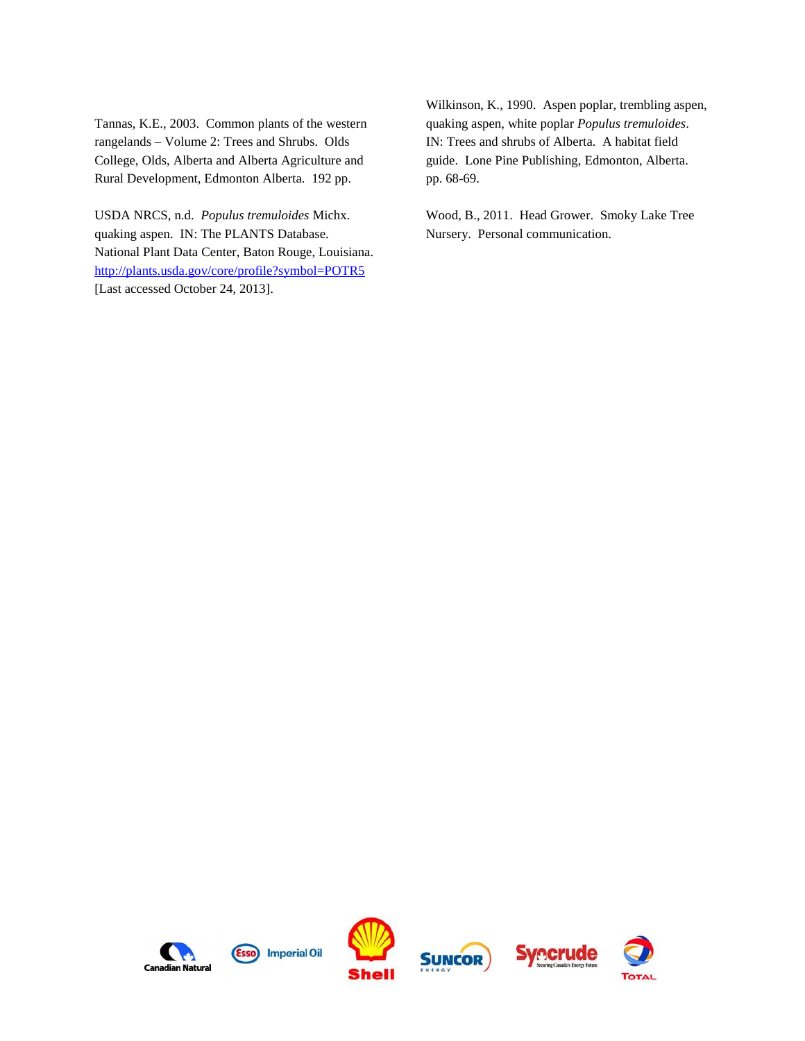Tannas, K.E., 2003. Common plants of the western rangelands – Volume 2: Trees and Shrubs. Olds College, Olds, Alberta and Alberta Agriculture and Rural Development, Edmonton Alberta. 192 pp.

USDA NRCS, n.d. *Populus tremuloides* Michx. quaking aspen. IN: The PLANTS Database. National Plant Data Center, Baton Rouge, Louisiana. http://plants.usda.gov/core/profile?symbol=POTR5 [Last accessed October 24, 2013].

Wilkinson, K., 1990. Aspen poplar, trembling aspen, quaking aspen, white poplar *Populus tremuloides*. IN: Trees and shrubs of Alberta. A habitat field guide. Lone Pine Publishing, Edmonton, Alberta. pp. 68-69.

Wood, B., 2011. Head Grower. Smoky Lake Tree Nursery. Personal communication.